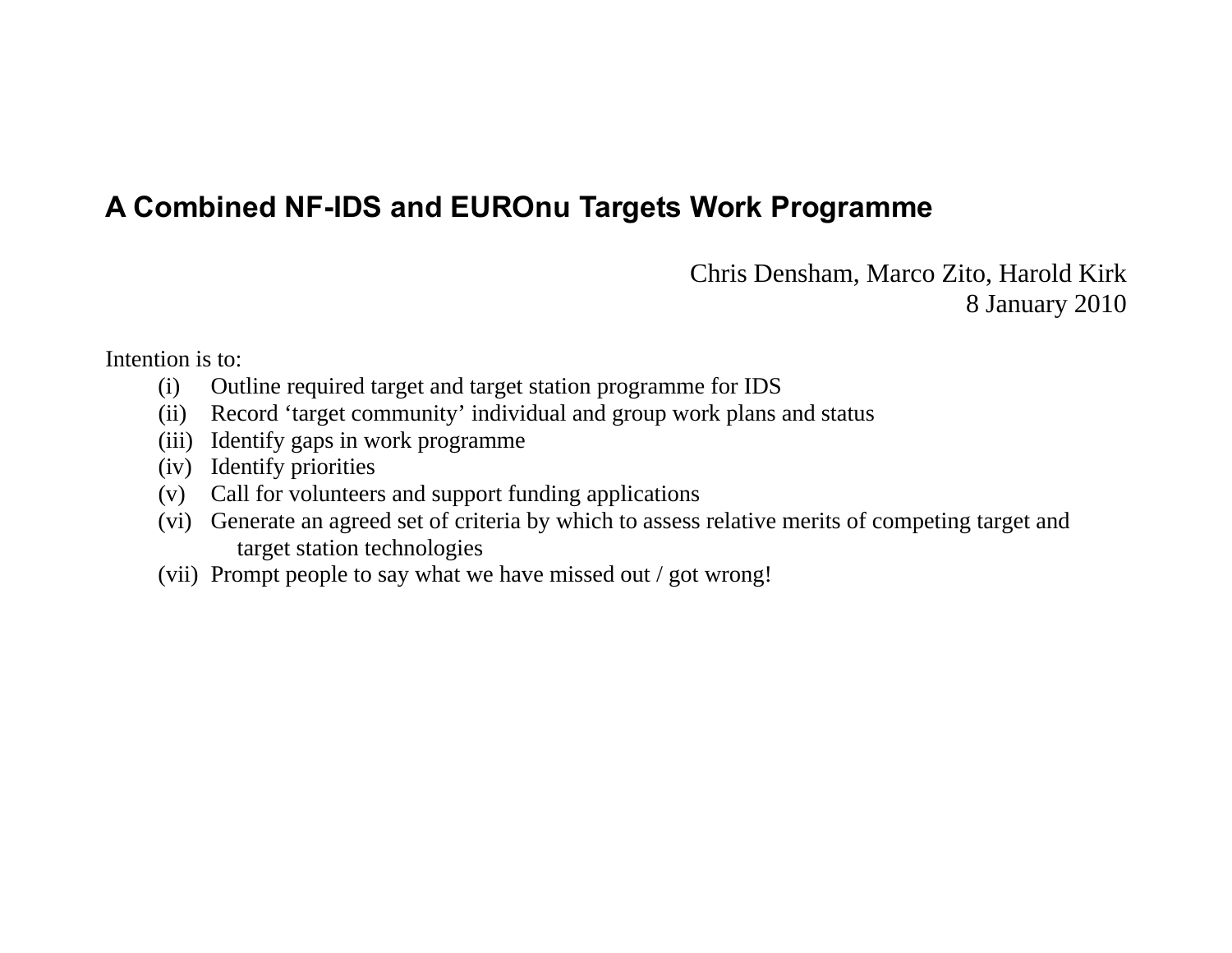# A Combined NF-IDS and EUROnu Targets Work Programme

Chris Densham, Marco Zito, Harold Kirk
8 January 2010

Intention is to:

(i) Outline required target and target station programme for IDS
(ii) Record 'target community' individual and group work plans and status
(iii) Identify gaps in work programme
(iv) Identify priorities
(v) Call for volunteers and support funding applications
(vi) Generate an agreed set of criteria by which to assess relative merits of competing target and target station technologies
(vii) Prompt people to say what we have missed out / got wrong!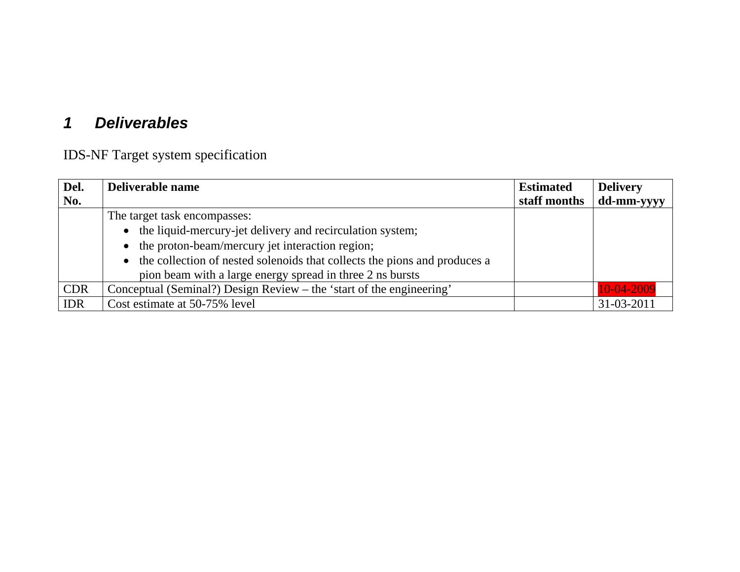## *1 Deliverables*

IDS-NF Target system specification

| Del. No. | Deliverable name | Estimated staff months | Delivery dd-mm-yyyy |
|---|---|---|---|
| | The target task encompasses:<br>• the liquid-mercury-jet delivery and recirculation system;<br>• the proton-beam/mercury jet interaction region;<br>• the collection of nested solenoids that collects the pions and produces a pion beam with a large energy spread in three 2 ns bursts | | |
| CDR | Conceptual (Seminal?) Design Review – the 'start of the engineering' | | 10-04-2009 |
| IDR | Cost estimate at 50-75% level | | 31-03-2011 |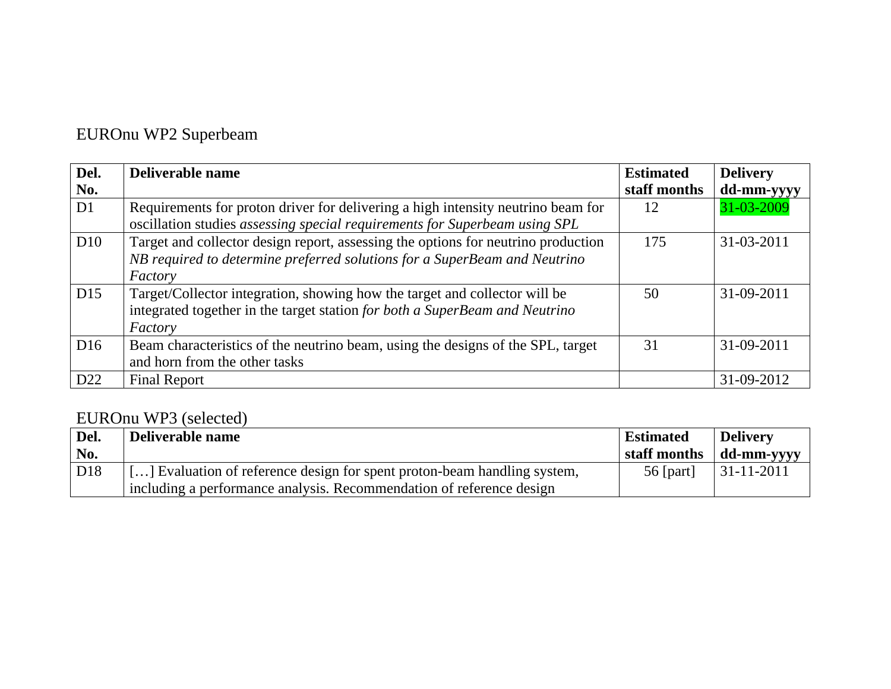## EUROnu WP2 Superbeam

| **Del. No.** | **Deliverable name** | **Estimated staff months** | **Delivery dd-mm-yyyy** |
|---|---|---|---|
| D1 | Requirements for proton driver for delivering a high intensity neutrino beam for oscillation studies *assessing special requirements for Superbeam using SPL* | 12 | 31-03-2009 |
| D10 | Target and collector design report, assessing the options for neutrino production *NB required to determine preferred solutions for a SuperBeam and Neutrino Factory* | 175 | 31-03-2011 |
| D15 | Target/Collector integration, showing how the target and collector will be integrated together in the target station *for both a SuperBeam and Neutrino Factory* | 50 | 31-09-2011 |
| D16 | Beam characteristics of the neutrino beam, using the designs of the SPL, target and horn from the other tasks | 31 | 31-09-2011 |
| D22 | Final Report | | 31-09-2012 |

## EUROnu WP3 (selected)

| **Del. No.** | **Deliverable name** | **Estimated staff months** | **Delivery dd-mm-yyyy** |
|---|---|---|---|
| D18 | […] Evaluation of reference design for spent proton-beam handling system, including a performance analysis. Recommendation of reference design | 56 [part] | 31-11-2011 |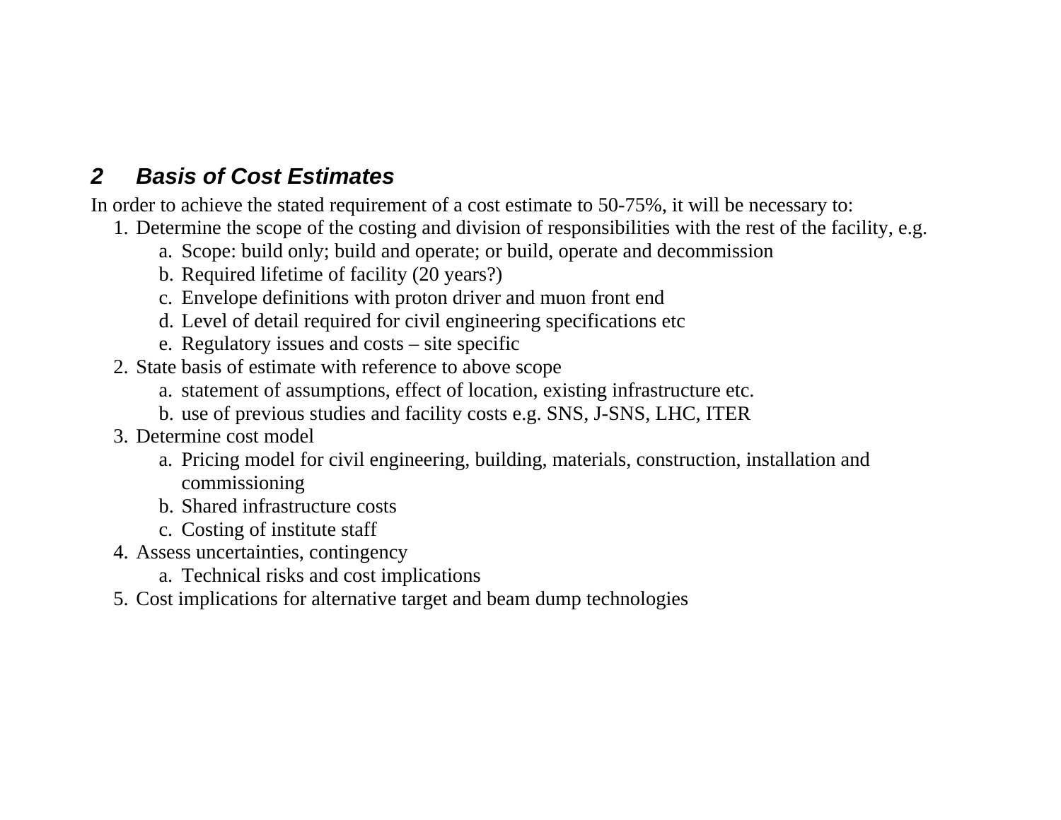## 2 Basis of Cost Estimates

In order to achieve the stated requirement of a cost estimate to 50-75%, it will be necessary to:

1. Determine the scope of the costing and division of responsibilities with the rest of the facility, e.g.
   a. Scope: build only; build and operate; or build, operate and decommission
   b. Required lifetime of facility (20 years?)
   c. Envelope definitions with proton driver and muon front end
   d. Level of detail required for civil engineering specifications etc
   e. Regulatory issues and costs – site specific
2. State basis of estimate with reference to above scope
   a. statement of assumptions, effect of location, existing infrastructure etc.
   b. use of previous studies and facility costs e.g. SNS, J-SNS, LHC, ITER
3. Determine cost model
   a. Pricing model for civil engineering, building, materials, construction, installation and commissioning
   b. Shared infrastructure costs
   c. Costing of institute staff
4. Assess uncertainties, contingency
   a. Technical risks and cost implications
5. Cost implications for alternative target and beam dump technologies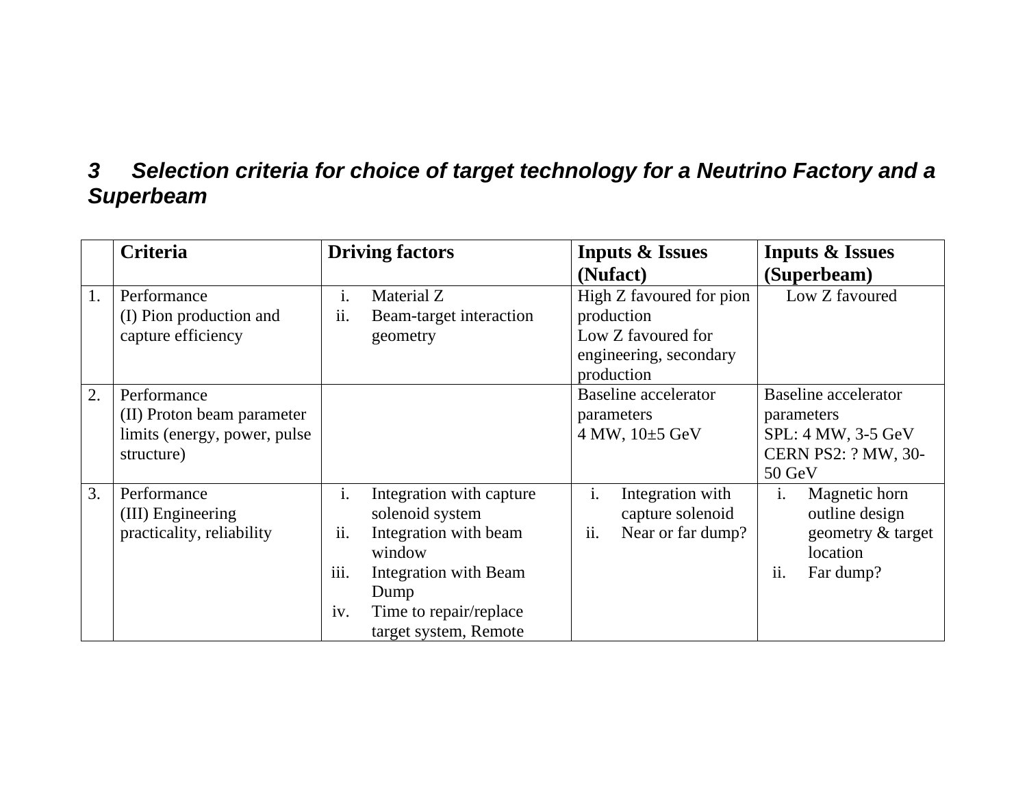## 3 Selection criteria for choice of target technology for a Neutrino Factory and a Superbeam

| | Criteria | Driving factors | Inputs & Issues (Nufact) | Inputs & Issues (Superbeam) |
|---|---|---|---|---|
| 1. | Performance<br>(I) Pion production and capture efficiency | i. Material Z<br>ii. Beam-target interaction geometry | High Z favoured for pion production<br>Low Z favoured for engineering, secondary production | Low Z favoured |
| 2. | Performance<br>(II) Proton beam parameter limits (energy, power, pulse structure) | | Baseline accelerator parameters<br>4 MW, 10±5 GeV | Baseline accelerator parameters<br>SPL: 4 MW, 3-5 GeV<br>CERN PS2: ? MW, 30-50 GeV |
| 3. | Performance<br>(III) Engineering practicality, reliability | i. Integration with capture solenoid system<br>ii. Integration with beam window<br>iii. Integration with Beam Dump<br>iv. Time to repair/replace target system, Remote | i. Integration with capture solenoid<br>ii. Near or far dump? | i. Magnetic horn outline design geometry & target location<br>ii. Far dump? |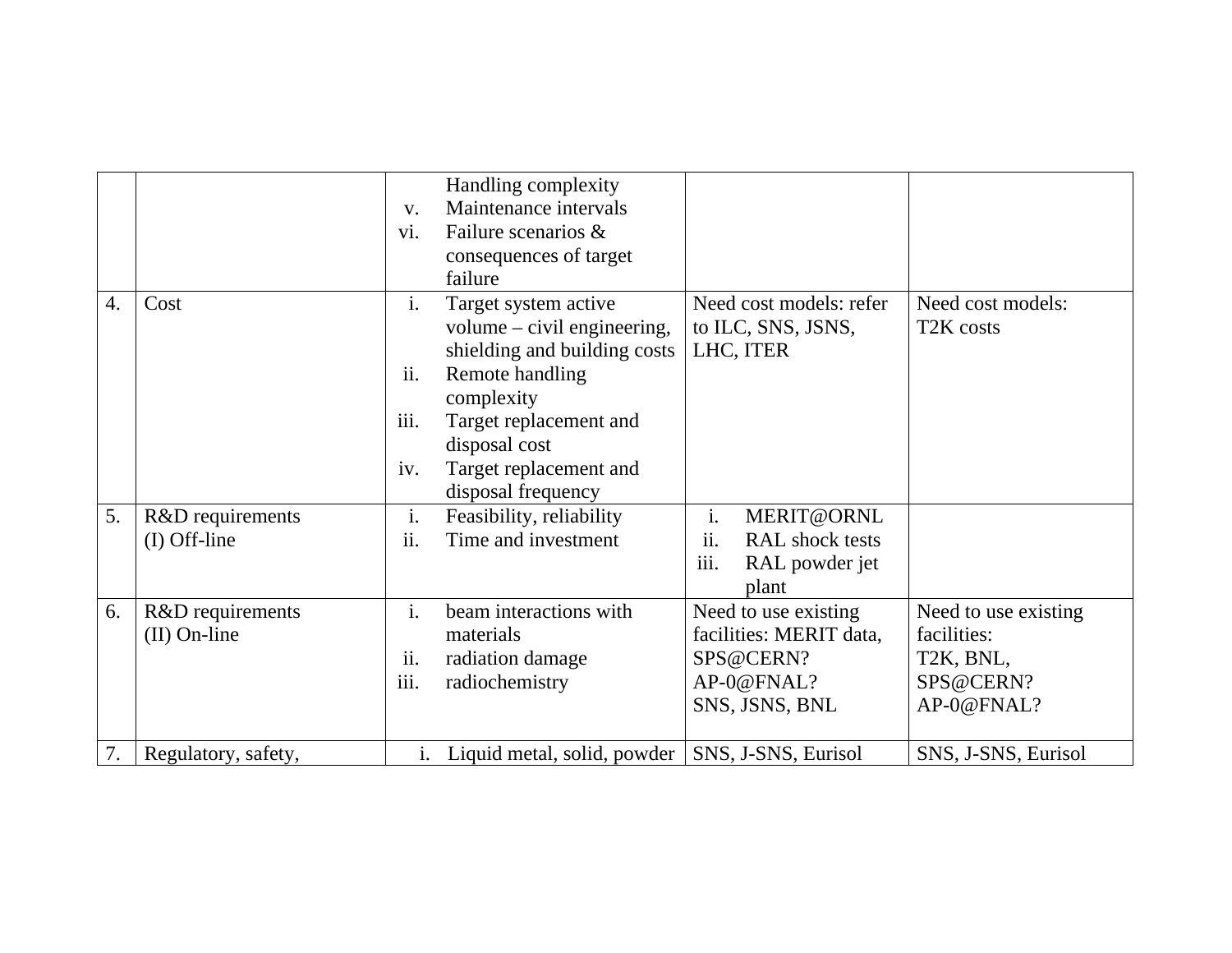| | | | | |
|---|---|---|---|---|
| | | Handling complexity<br>v. Maintenance intervals<br>vi. Failure scenarios & consequences of target failure | | |
| 4. | Cost | i. Target system active volume – civil engineering, shielding and building costs<br>ii. Remote handling complexity<br>iii. Target replacement and disposal cost<br>iv. Target replacement and disposal frequency | Need cost models: refer to ILC, SNS, JSNS, LHC, ITER | Need cost models: T2K costs |
| 5. | R&D requirements<br>(I) Off-line | i. Feasibility, reliability<br>ii. Time and investment | i. MERIT@ORNL<br>ii. RAL shock tests<br>iii. RAL powder jet plant | |
| 6. | R&D requirements<br>(II) On-line | i. beam interactions with materials<br>ii. radiation damage<br>iii. radiochemistry | Need to use existing facilities: MERIT data, SPS@CERN?<br>AP-0@FNAL?<br>SNS, JSNS, BNL | Need to use existing facilities:<br>T2K, BNL,<br>SPS@CERN?<br>AP-0@FNAL? |
| 7. | Regulatory, safety, | i. Liquid metal, solid, powder | SNS, J-SNS, Eurisol | SNS, J-SNS, Eurisol |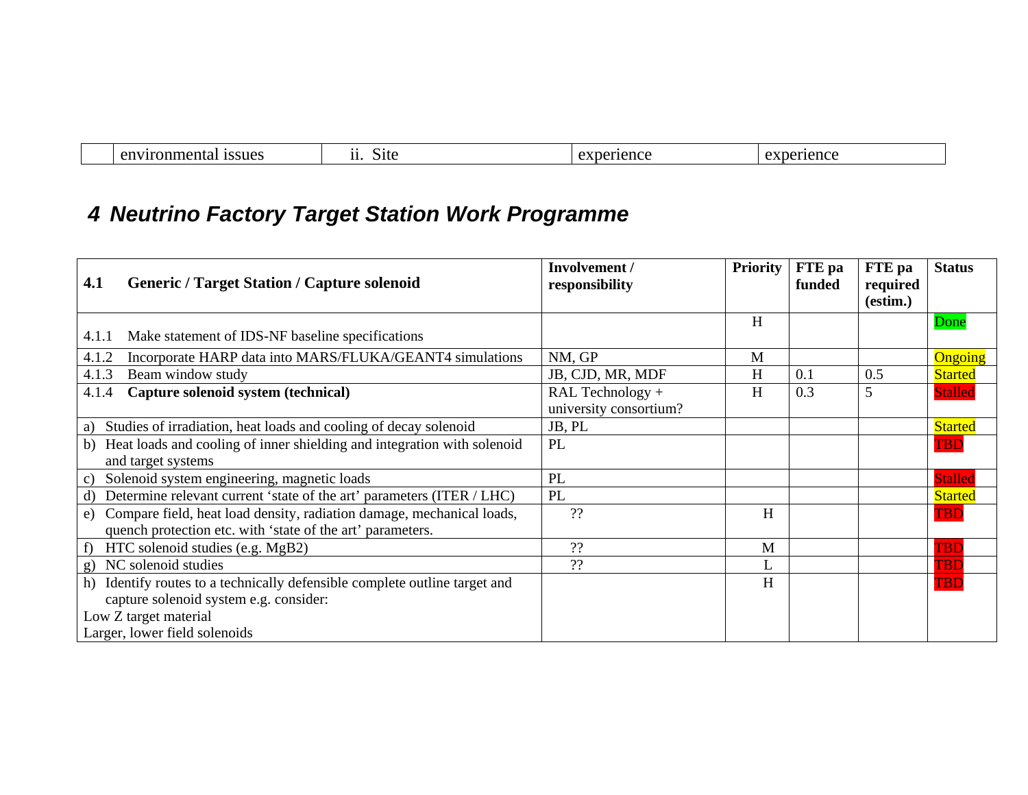| | environmental issues | ii. Site | experience | experience |
|---|---|---|---|---|

# 4 Neutrino Factory Target Station Work Programme

| **4.1 Generic / Target Station / Capture solenoid** | **Involvement / responsibility** | **Priority** | **FTE pa funded** | **FTE pa required (estim.)** | **Status** |
|---|---|---|---|---|---|
| 4.1.1 Make statement of IDS-NF baseline specifications | | H | | | Done |
| 4.1.2 Incorporate HARP data into MARS/FLUKA/GEANT4 simulations | NM, GP | M | | | Ongoing |
| 4.1.3 Beam window study | JB, CJD, MR, MDF | H | 0.1 | 0.5 | Started |
| 4.1.4 **Capture solenoid system (technical)** | RAL Technology + university consortium? | H | 0.3 | 5 | Stalled |
| a) Studies of irradiation, heat loads and cooling of decay solenoid | JB, PL | | | | Started |
| b) Heat loads and cooling of inner shielding and integration with solenoid and target systems | PL | | | | TBD |
| c) Solenoid system engineering, magnetic loads | PL | | | | Stalled |
| d) Determine relevant current 'state of the art' parameters (ITER / LHC) | PL | | | | Started |
| e) Compare field, heat load density, radiation damage, mechanical loads, quench protection etc. with 'state of the art' parameters. | ?? | H | | | TBD |
| f) HTC solenoid studies (e.g. $MgB_2$) | ?? | M | | | TBD |
| g) NC solenoid studies | ?? | L | | | TBD |
| h) Identify routes to a technically defensible complete outline target and capture solenoid system e.g. consider:<br>Low Z target material<br>Larger, lower field solenoids | | H | | | TBD |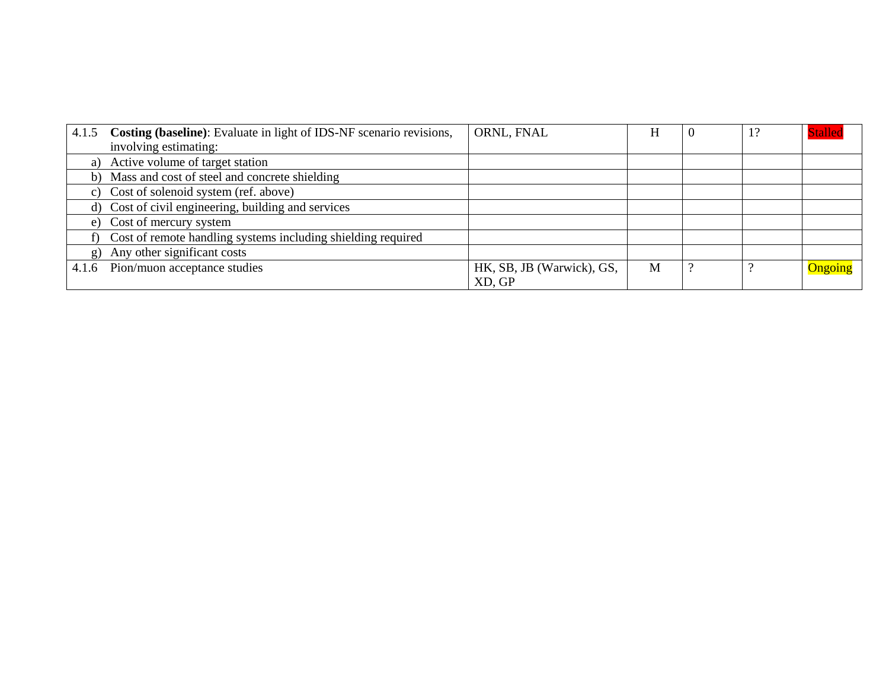| | | | | | |
|---|---|---|---|---|---|
| 4.1.5 **Costing (baseline)**: Evaluate in light of IDS-NF scenario revisions, involving estimating: | ORNL, FNAL | H | 0 | 1? | Stalled |
| a) Active volume of target station | | | | | |
| b) Mass and cost of steel and concrete shielding | | | | | |
| c) Cost of solenoid system (ref. above) | | | | | |
| d) Cost of civil engineering, building and services | | | | | |
| e) Cost of mercury system | | | | | |
| f) Cost of remote handling systems including shielding required | | | | | |
| g) Any other significant costs | | | | | |
| 4.1.6 Pion/muon acceptance studies | HK, SB, JB (Warwick), GS, XD, GP | M | ? | ? | Ongoing |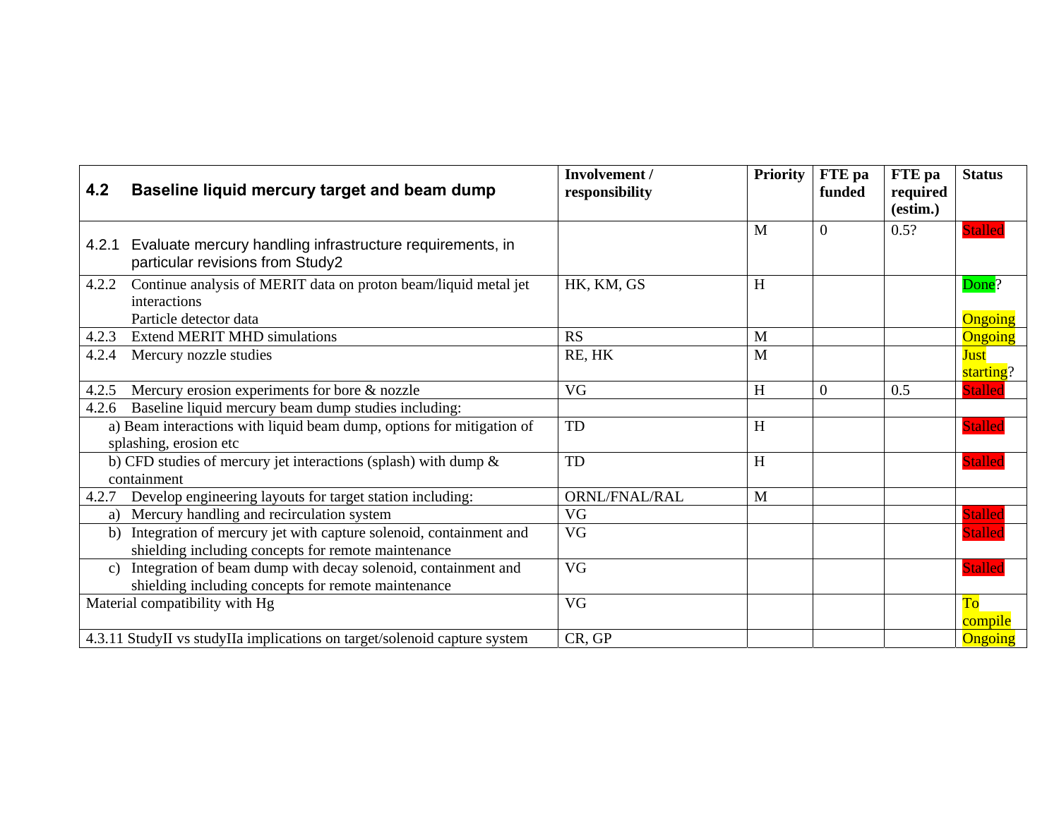| **4.2 Baseline liquid mercury target and beam dump** | **Involvement / responsibility** | **Priority** | **FTE pa funded** | **FTE pa required (estim.)** | **Status** |
|---|---|---|---|---|---|
| 4.2.1 Evaluate mercury handling infrastructure requirements, in particular revisions from Study2 | | M | 0 | 0.5? | Stalled |
| 4.2.2 Continue analysis of MERIT data on proton beam/liquid metal jet interactions<br>Particle detector data | HK, KM, GS | H | | | Done?<br><br>Ongoing |
| 4.2.3 Extend MERIT MHD simulations | RS | M | | | Ongoing |
| 4.2.4 Mercury nozzle studies | RE, HK | M | | | Just starting? |
| 4.2.5 Mercury erosion experiments for bore & nozzle | VG | H | 0 | 0.5 | Stalled |
| 4.2.6 Baseline liquid mercury beam dump studies including: | | | | | |
| a) Beam interactions with liquid beam dump, options for mitigation of splashing, erosion etc | TD | H | | | Stalled |
| b) CFD studies of mercury jet interactions (splash) with dump & containment | TD | H | | | Stalled |
| 4.2.7 Develop engineering layouts for target station including: | ORNL/FNAL/RAL | M | | | |
| a) Mercury handling and recirculation system | VG | | | | Stalled |
| b) Integration of mercury jet with capture solenoid, containment and shielding including concepts for remote maintenance | VG | | | | Stalled |
| c) Integration of beam dump with decay solenoid, containment and shielding including concepts for remote maintenance | VG | | | | Stalled |
| Material compatibility with Hg | VG | | | | To compile |
| 4.3.11 StudyII vs studyIIa implications on target/solenoid capture system | CR, GP | | | | Ongoing |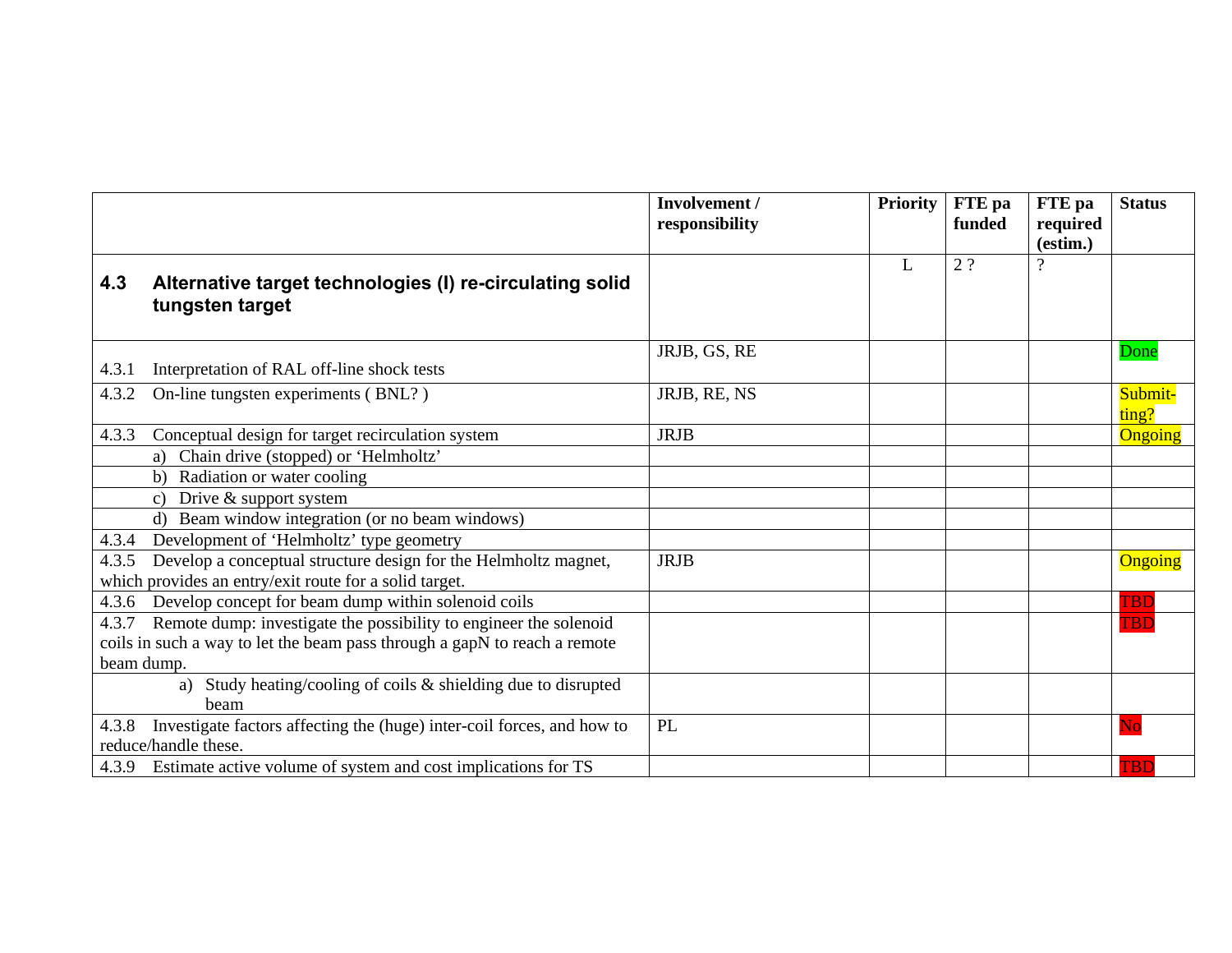|  | Involvement / responsibility | Priority | FTE pa funded | FTE pa required (estim.) | Status |
|---|---|---|---|---|---|
| **4.3 Alternative target technologies (I) re-circulating solid tungsten target** |  | L | 2 ? | ? |  |
| 4.3.1 Interpretation of RAL off-line shock tests | JRJB, GS, RE |  |  |  | Done |
| 4.3.2 On-line tungsten experiments ( BNL? ) | JRJB, RE, NS |  |  |  | Submit-ting? |
| 4.3.3 Conceptual design for target recirculation system | JRJB |  |  |  | Ongoing |
| a) Chain drive (stopped) or 'Helmholtz' |  |  |  |  |  |
| b) Radiation or water cooling |  |  |  |  |  |
| c) Drive & support system |  |  |  |  |  |
| d) Beam window integration (or no beam windows) |  |  |  |  |  |
| 4.3.4 Development of 'Helmholtz' type geometry |  |  |  |  |  |
| 4.3.5 Develop a conceptual structure design for the Helmholtz magnet, which provides an entry/exit route for a solid target. | JRJB |  |  |  | Ongoing |
| 4.3.6 Develop concept for beam dump within solenoid coils |  |  |  |  | TBD |
| 4.3.7 Remote dump: investigate the possibility to engineer the solenoid coils in such a way to let the beam pass through a gapN to reach a remote beam dump. |  |  |  |  | TBD |
| a) Study heating/cooling of coils & shielding due to disrupted beam |  |  |  |  |  |
| 4.3.8 Investigate factors affecting the (huge) inter-coil forces, and how to reduce/handle these. | PL |  |  |  | No |
| 4.3.9 Estimate active volume of system and cost implications for TS |  |  |  |  | TBD |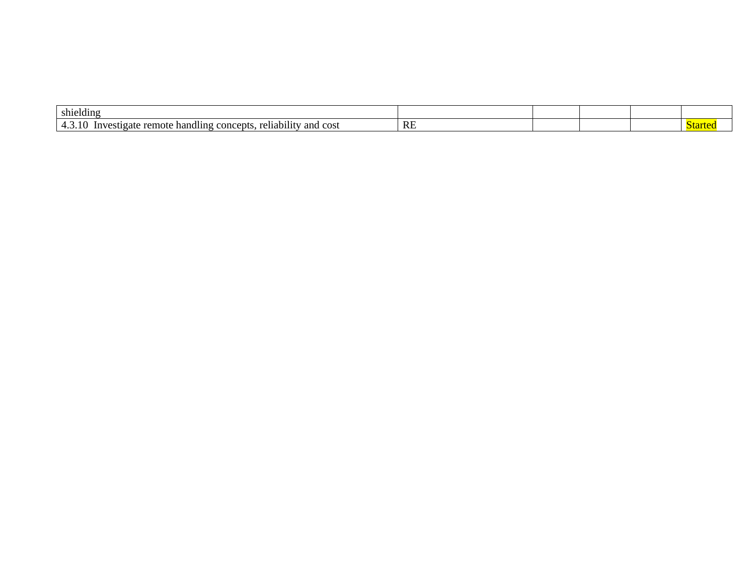| | | | | | |
|---|---|---|---|---|---|
| shielding | | | | | |
| 4.3.10 Investigate remote handling concepts, reliability and cost | RE | | | | Started |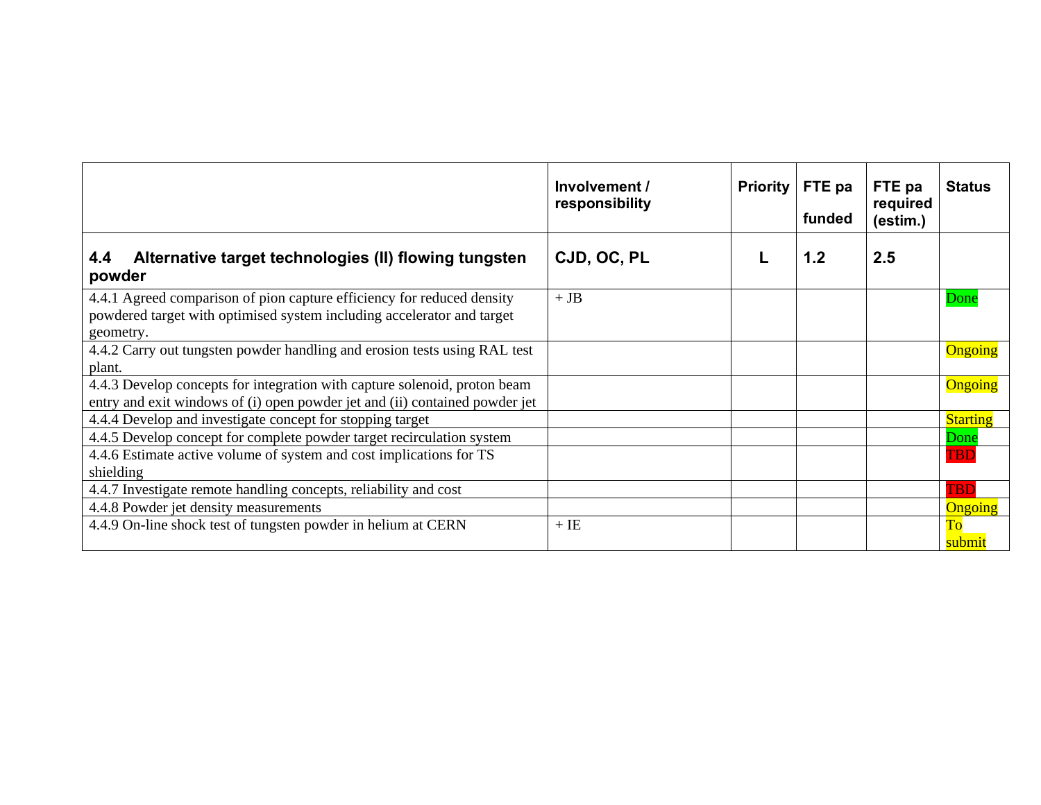| | Involvement / responsibility | Priority | FTE pa funded | FTE pa required (estim.) | Status |
|---|---|---|---|---|---|
| **4.4 Alternative target technologies (II) flowing tungsten powder** | **CJD, OC, PL** | **L** | **1.2** | **2.5** | |
| 4.4.1 Agreed comparison of pion capture efficiency for reduced density powdered target with optimised system including accelerator and target geometry. | + JB | | | | Done |
| 4.4.2 Carry out tungsten powder handling and erosion tests using RAL test plant. | | | | | Ongoing |
| 4.4.3 Develop concepts for integration with capture solenoid, proton beam entry and exit windows of (i) open powder jet and (ii) contained powder jet | | | | | Ongoing |
| 4.4.4 Develop and investigate concept for stopping target | | | | | Starting |
| 4.4.5 Develop concept for complete powder target recirculation system | | | | | Done |
| 4.4.6 Estimate active volume of system and cost implications for TS shielding | | | | | TBD |
| 4.4.7 Investigate remote handling concepts, reliability and cost | | | | | TBD |
| 4.4.8 Powder jet density measurements | | | | | Ongoing |
| 4.4.9 On-line shock test of tungsten powder in helium at CERN | + IE | | | | To submit |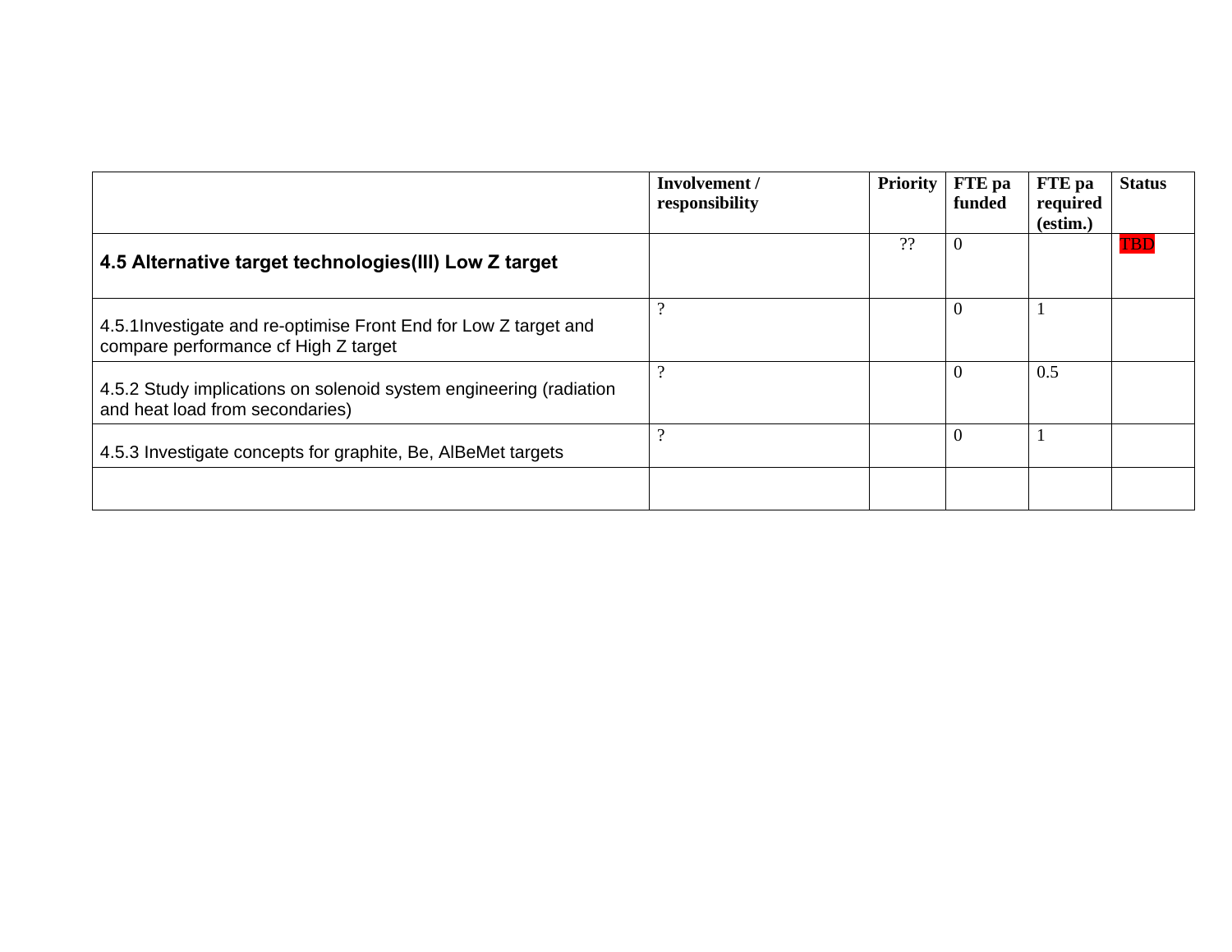| | Involvement / responsibility | Priority | FTE pa funded | FTE pa required (estim.) | Status |
|---|---|---|---|---|---|
| **4.5 Alternative target technologies(III) Low Z target** | | ?? | 0 | | TBD |
| 4.5.1Investigate and re-optimise Front End for Low Z target and compare performance cf High Z target | ? | | 0 | 1 | |
| 4.5.2 Study implications on solenoid system engineering (radiation and heat load from secondaries) | ? | | 0 | 0.5 | |
| 4.5.3 Investigate concepts for graphite, Be, AlBeMet targets | ? | | 0 | 1 | |
| | | | | | |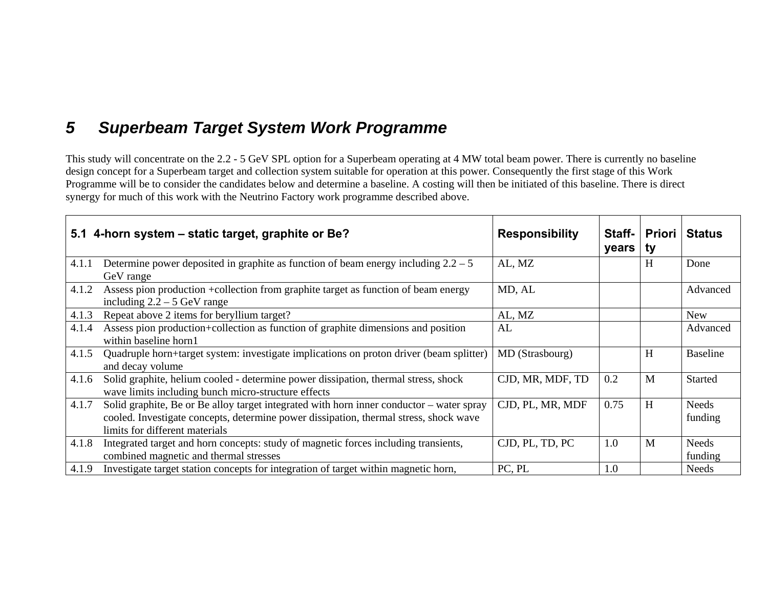# 5 Superbeam Target System Work Programme

This study will concentrate on the 2.2 - 5 GeV SPL option for a Superbeam operating at 4 MW total beam power. There is currently no baseline design concept for a Superbeam target and collection system suitable for operation at this power. Consequently the first stage of this Work Programme will be to consider the candidates below and determine a baseline. A costing will then be initiated of this baseline. There is direct synergy for much of this work with the Neutrino Factory work programme described above.

| 5.1 4-horn system – static target, graphite or Be? | Responsibility | Staff-years | Priority | Status |
|---|---|---|---|---|
| 4.1.1 Determine power deposited in graphite as function of beam energy including 2.2 – 5 GeV range | AL, MZ | | H | Done |
| 4.1.2 Assess pion production +collection from graphite target as function of beam energy including 2.2 – 5 GeV range | MD, AL | | | Advanced |
| 4.1.3 Repeat above 2 items for beryllium target? | AL, MZ | | | New |
| 4.1.4 Assess pion production+collection as function of graphite dimensions and position within baseline horn1 | AL | | | Advanced |
| 4.1.5 Quadruple horn+target system: investigate implications on proton driver (beam splitter) and decay volume | MD (Strasbourg) | | H | Baseline |
| 4.1.6 Solid graphite, helium cooled - determine power dissipation, thermal stress, shock wave limits including bunch micro-structure effects | CJD, MR, MDF, TD | 0.2 | M | Started |
| 4.1.7 Solid graphite, Be or Be alloy target integrated with horn inner conductor – water spray cooled. Investigate concepts, determine power dissipation, thermal stress, shock wave limits for different materials | CJD, PL, MR, MDF | 0.75 | H | Needs funding |
| 4.1.8 Integrated target and horn concepts: study of magnetic forces including transients, combined magnetic and thermal stresses | CJD, PL, TD, PC | 1.0 | M | Needs funding |
| 4.1.9 Investigate target station concepts for integration of target within magnetic horn, | PC, PL | 1.0 | | Needs |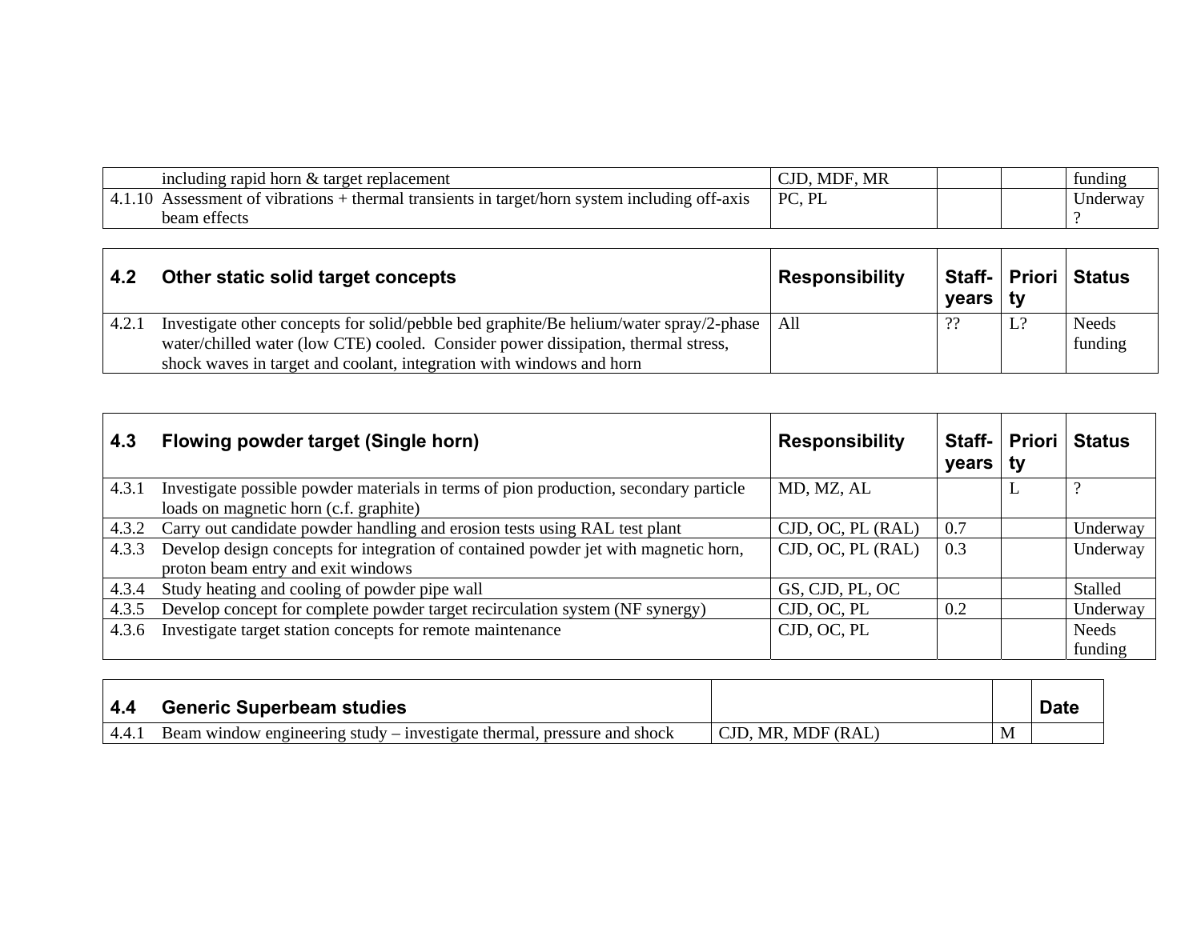| | | | | | |
|---|---|---|---|---|---|
| | including rapid horn & target replacement | CJD, MDF, MR | | | funding |
| 4.1.10 | Assessment of vibrations + thermal transients in target/horn system including off-axis beam effects | PC, PL | | | Underway ? |

| 4.2 | Other static solid target concepts | Responsibility | Staff-years | Priority | Status |
|---|---|---|---|---|---|
| 4.2.1 | Investigate other concepts for solid/pebble bed graphite/Be helium/water spray/2-phase water/chilled water (low CTE) cooled. Consider power dissipation, thermal stress, shock waves in target and coolant, integration with windows and horn | All | ?? | L? | Needs funding |

| 4.3 | Flowing powder target (Single horn) | Responsibility | Staff-years | Priority | Status |
|---|---|---|---|---|---|
| 4.3.1 | Investigate possible powder materials in terms of pion production, secondary particle loads on magnetic horn (c.f. graphite) | MD, MZ, AL | | L | ? |
| 4.3.2 | Carry out candidate powder handling and erosion tests using RAL test plant | CJD, OC, PL (RAL) | 0.7 | | Underway |
| 4.3.3 | Develop design concepts for integration of contained powder jet with magnetic horn, proton beam entry and exit windows | CJD, OC, PL (RAL) | 0.3 | | Underway |
| 4.3.4 | Study heating and cooling of powder pipe wall | GS, CJD, PL, OC | | | Stalled |
| 4.3.5 | Develop concept for complete powder target recirculation system (NF synergy) | CJD, OC, PL | 0.2 | | Underway |
| 4.3.6 | Investigate target station concepts for remote maintenance | CJD, OC, PL | | | Needs funding |

| 4.4 | Generic Superbeam studies | | | Date |
|---|---|---|---|---|
| 4.4.1 | Beam window engineering study – investigate thermal, pressure and shock | CJD, MR, MDF (RAL) | M | |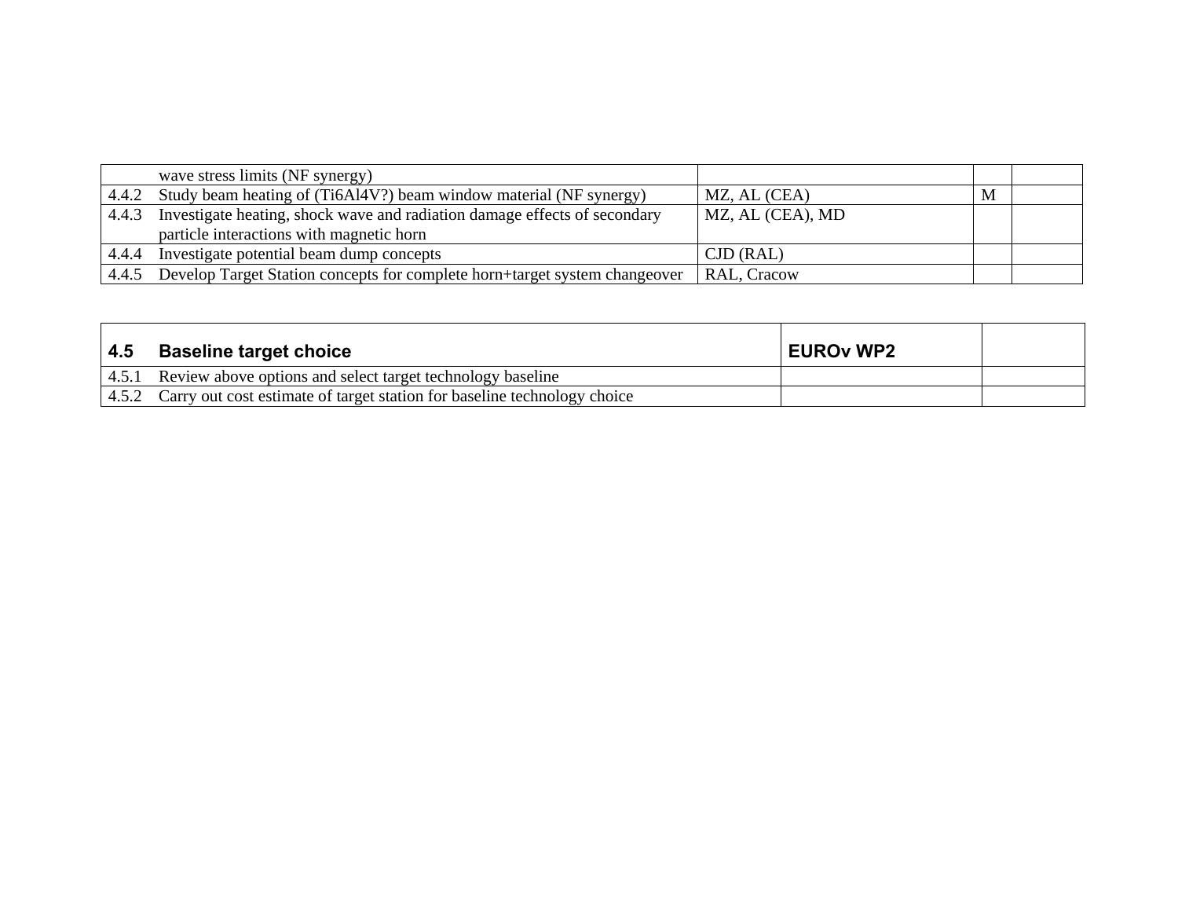| | | | | |
|---|---|---|---|---|
| | wave stress limits (NF synergy) | | | |
| 4.4.2 | Study beam heating of (Ti6Al4V?) beam window material (NF synergy) | MZ, AL (CEA) | M | |
| 4.4.3 | Investigate heating, shock wave and radiation damage effects of secondary particle interactions with magnetic horn | MZ, AL (CEA), MD | | |
| 4.4.4 | Investigate potential beam dump concepts | CJD (RAL) | | |
| 4.4.5 | Develop Target Station concepts for complete horn+target system changeover | RAL, Cracow | | |

| **4.5** | **Baseline target choice** | **EUROν WP2** | |
|---|---|---|---|
| 4.5.1 | Review above options and select target technology baseline | | |
| 4.5.2 | Carry out cost estimate of target station for baseline technology choice | | |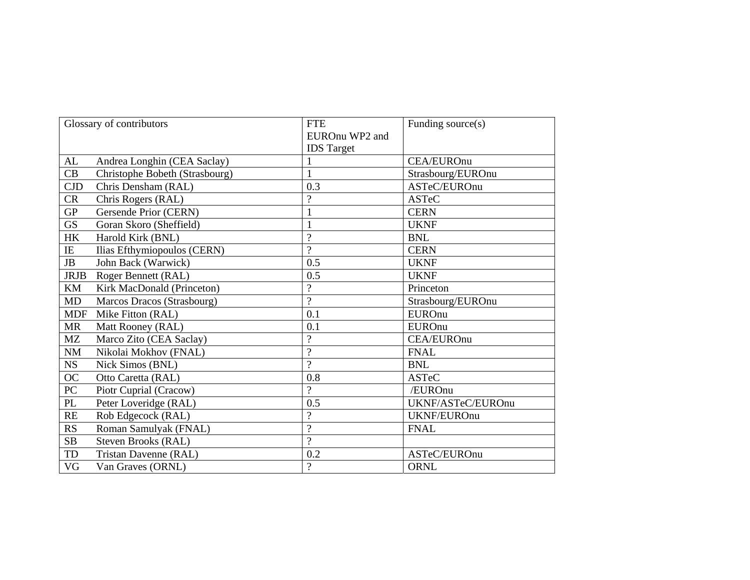| Glossary of contributors | | FTE EUROnu WP2 and IDS Target | Funding source(s) |
|---|---|---|---|
| AL | Andrea Longhin (CEA Saclay) | 1 | CEA/EUROnu |
| CB | Christophe Bobeth (Strasbourg) | 1 | Strasbourg/EUROnu |
| CJD | Chris Densham (RAL) | 0.3 | ASTeC/EUROnu |
| CR | Chris Rogers (RAL) | ? | ASTeC |
| GP | Gersende Prior (CERN) | 1 | CERN |
| GS | Goran Skoro (Sheffield) | 1 | UKNF |
| HK | Harold Kirk (BNL) | ? | BNL |
| IE | Ilias Efthymiopoulos (CERN) | ? | CERN |
| JB | John Back (Warwick) | 0.5 | UKNF |
| JRJB | Roger Bennett (RAL) | 0.5 | UKNF |
| KM | Kirk MacDonald (Princeton) | ? | Princeton |
| MD | Marcos Dracos (Strasbourg) | ? | Strasbourg/EUROnu |
| MDF | Mike Fitton (RAL) | 0.1 | EUROnu |
| MR | Matt Rooney (RAL) | 0.1 | EUROnu |
| MZ | Marco Zito (CEA Saclay) | ? | CEA/EUROnu |
| NM | Nikolai Mokhov (FNAL) | ? | FNAL |
| NS | Nick Simos (BNL) | ? | BNL |
| OC | Otto Caretta (RAL) | 0.8 | ASTeC |
| PC | Piotr Cuprial (Cracow) | ? | /EUROnu |
| PL | Peter Loveridge (RAL) | 0.5 | UKNF/ASTeC/EUROnu |
| RE | Rob Edgecock (RAL) | ? | UKNF/EUROnu |
| RS | Roman Samulyak (FNAL) | ? | FNAL |
| SB | Steven Brooks (RAL) | ? | |
| TD | Tristan Davenne (RAL) | 0.2 | ASTeC/EUROnu |
| VG | Van Graves (ORNL) | ? | ORNL |